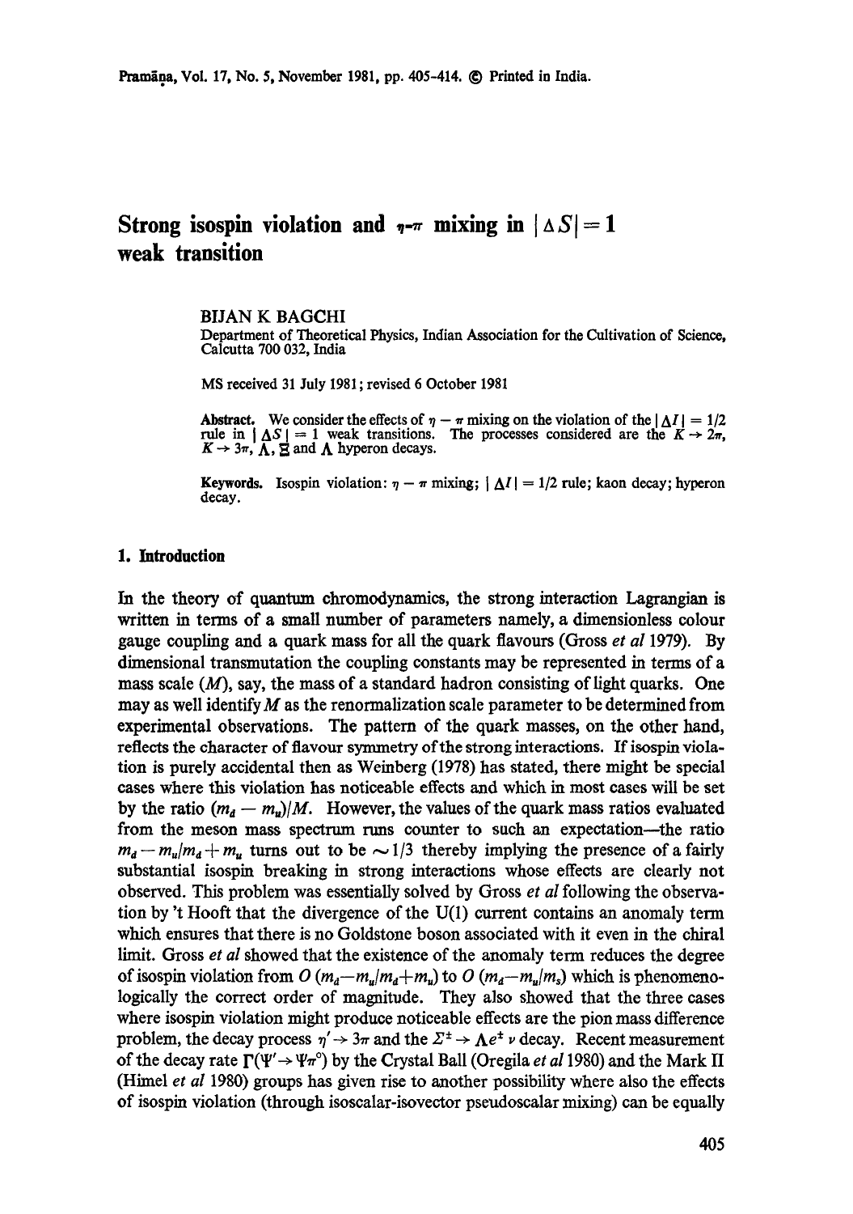# Strong isospin violation and $\eta$-$\pi$ mixing in $|\Delta S| = 1$ weak transition

BIJAN K BAGCHI

Department of Theoretical Physics, Indian Association for the Cultivation of Science, Calcutta 700 032, India

MS received 31 July 1981; revised 6 October 1981

**Abstract.** We consider the effects of $\eta - \pi$ mixing on the violation of the $|\Delta I| = 1/2$ rule in $|\Delta S| = 1$ weak transitions. The processes considered are the $K \to 2\pi$, $K \to 3\pi$, $\Lambda$, $\Xi$ and $\Lambda$ hyperon decays.

**Keywords.** Isospin violation: $\eta - \pi$ mixing; $|\Delta I| = 1/2$ rule; kaon decay; hyperon decay.

## 1. Introduction

In the theory of quantum chromodynamics, the strong interaction Lagrangian is written in terms of a small number of parameters namely, a dimensionless colour gauge coupling and a quark mass for all the quark flavours (Gross *et al* 1979). By dimensional transmutation the coupling constants may be represented in terms of a mass scale ($M$), say, the mass of a standard hadron consisting of light quarks. One may as well identify $M$ as the renormalization scale parameter to be determined from experimental observations. The pattern of the quark masses, on the other hand, reflects the character of flavour symmetry of the strong interactions. If isospin violation is purely accidental then as Weinberg (1978) has stated, there might be special cases where this violation has noticeable effects and which in most cases will be set by the ratio $(m_d - m_u)/M$. However, the values of the quark mass ratios evaluated from the meson mass spectrum runs counter to such an expectation—the ratio $m_d - m_u/m_d + m_u$ turns out to be $\sim 1/3$ thereby implying the presence of a fairly substantial isospin breaking in strong interactions whose effects are clearly not observed. This problem was essentially solved by Gross *et al* following the observation by 't Hooft that the divergence of the U(1) current contains an anomaly term which ensures that there is no Goldstone boson associated with it even in the chiral limit. Gross *et al* showed that the existence of the anomaly term reduces the degree of isospin violation from $O(m_d - m_u/m_d + m_u)$ to $O(m_d - m_u/m_s)$ which is phenomenologically the correct order of magnitude. They also showed that the three cases where isospin violation might produce noticeable effects are the pion mass difference problem, the decay process $\eta' \to 3\pi$ and the $\Sigma^{\pm} \to \Lambda e^{\pm} \nu$ decay. Recent measurement of the decay rate $\Gamma(\Psi' \to \Psi\pi^0)$ by the Crystal Ball (Oregila *et al* 1980) and the Mark II (Himel *et al* 1980) groups has given rise to another possibility where also the effects of isospin violation (through isoscalar-isovector pseudoscalar mixing) can be equally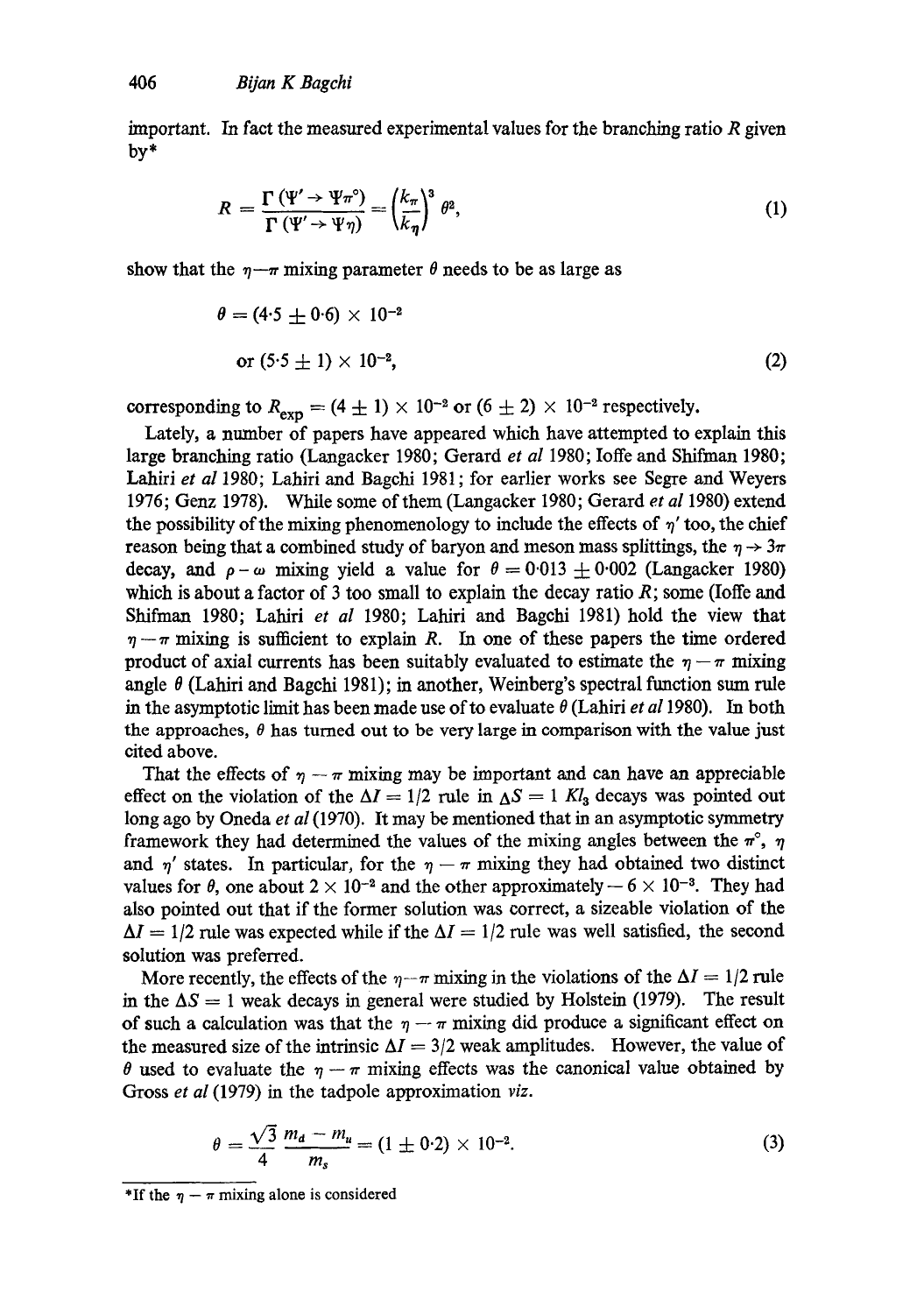important. In fact the measured experimental values for the branching ratio $R$ given by*

$$R = \frac{\Gamma(\Psi' \to \Psi\pi^0)}{\Gamma(\Psi' \to \Psi\eta)} = \left(\frac{k_\pi}{k_\eta}\right)^3 \theta^2, \tag{1}$$

show that the $\eta$—$\pi$ mixing parameter $\theta$ needs to be as large as

$$\theta = (4{\cdot}5 \pm 0{\cdot}6) \times 10^{-2}$$

$$\text{or } (5{\cdot}5 \pm 1) \times 10^{-2}, \tag{2}$$

corresponding to $R_{\text{exp}} = (4 \pm 1) \times 10^{-2}$ or $(6 \pm 2) \times 10^{-2}$ respectively.

Lately, a number of papers have appeared which have attempted to explain this large branching ratio (Langacker 1980; Gerard *et al* 1980; Ioffe and Shifman 1980; Lahiri *et al* 1980; Lahiri and Bagchi 1981; for earlier works see Segre and Weyers 1976; Genz 1978). While some of them (Langacker 1980; Gerard *et al* 1980) extend the possibility of the mixing phenomenology to include the effects of $\eta'$ too, the chief reason being that a combined study of baryon and meson mass splittings, the $\eta \to 3\pi$ decay, and $\rho - \omega$ mixing yield a value for $\theta = 0{\cdot}013 \pm 0{\cdot}002$ (Langacker 1980) which is about a factor of 3 too small to explain the decay ratio $R$; some (Ioffe and Shifman 1980; Lahiri *et al* 1980; Lahiri and Bagchi 1981) hold the view that $\eta - \pi$ mixing is sufficient to explain $R$. In one of these papers the time ordered product of axial currents has been suitably evaluated to estimate the $\eta - \pi$ mixing angle $\theta$ (Lahiri and Bagchi 1981); in another, Weinberg's spectral function sum rule in the asymptotic limit has been made use of to evaluate $\theta$ (Lahiri *et al* 1980). In both the approaches, $\theta$ has turned out to be very large in comparison with the value just cited above.

That the effects of $\eta - \pi$ mixing may be important and can have an appreciable effect on the violation of the $\Delta I = 1/2$ rule in $\Delta S = 1$ $Kl_3$ decays was pointed out long ago by Oneda *et al* (1970). It may be mentioned that in an asymptotic symmetry framework they had determined the values of the mixing angles between the $\pi^0$, $\eta$ and $\eta'$ states. In particular, for the $\eta - \pi$ mixing they had obtained two distinct values for $\theta$, one about $2 \times 10^{-2}$ and the other approximately $-6 \times 10^{-3}$. They had also pointed out that if the former solution was correct, a sizeable violation of the $\Delta I = 1/2$ rule was expected while if the $\Delta I = 1/2$ rule was well satisfied, the second solution was preferred.

More recently, the effects of the $\eta$—$\pi$ mixing in the violations of the $\Delta I = 1/2$ rule in the $\Delta S = 1$ weak decays in general were studied by Holstein (1979). The result of such a calculation was that the $\eta - \pi$ mixing did produce a significant effect on the measured size of the intrinsic $\Delta I = 3/2$ weak amplitudes. However, the value of $\theta$ used to evaluate the $\eta - \pi$ mixing effects was the canonical value obtained by Gross *et al* (1979) in the tadpole approximation *viz.*

$$\theta = \frac{\sqrt{3}}{4}\,\frac{m_d - m_u}{m_s} = (1 \pm 0{\cdot}2) \times 10^{-2}. \tag{3}$$

---

*If the $\eta - \pi$ mixing alone is considered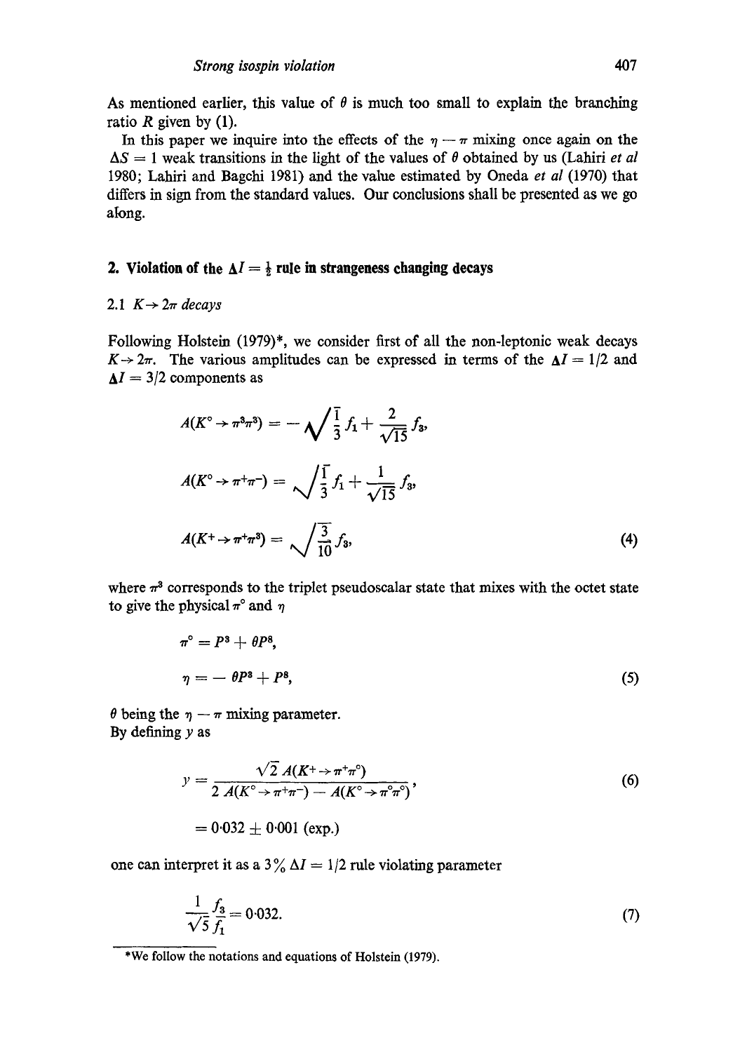As mentioned earlier, this value of $\theta$ is much too small to explain the branching ratio $R$ given by (1).

In this paper we inquire into the effects of the $\eta - \pi$ mixing once again on the $\Delta S = 1$ weak transitions in the light of the values of $\theta$ obtained by us (Lahiri *et al* 1980; Lahiri and Bagchi 1981) and the value estimated by Oneda *et al* (1970) that differs in sign from the standard values. Our conclusions shall be presented as we go along.

## 2. Violation of the $\Delta I = \frac{1}{2}$ rule in strangeness changing decays

### 2.1 $K \rightarrow 2\pi$ decays

Following Holstein (1979)*, we consider first of all the non-leptonic weak decays $K \rightarrow 2\pi$. The various amplitudes can be expressed in terms of the $\Delta I = 1/2$ and $\Delta I = 3/2$ components as

$$A(K^\circ \rightarrow \pi^3\pi^3) = -\sqrt{\frac{1}{3}} f_1 + \frac{2}{\sqrt{15}} f_3,$$

$$A(K^\circ \rightarrow \pi^+\pi^-) = \sqrt{\frac{1}{3}} f_1 + \frac{1}{\sqrt{15}} f_3,$$

$$A(K^+ \rightarrow \pi^+\pi^3) = \sqrt{\frac{3}{10}} f_3, \tag{4}$$

where $\pi^3$ corresponds to the triplet pseudoscalar state that mixes with the octet state to give the physical $\pi^\circ$ and $\eta$

$$\pi^\circ = P^3 + \theta P^8,$$

$$\eta = -\theta P^3 + P^8, \tag{5}$$

$\theta$ being the $\eta - \pi$ mixing parameter.

By defining $y$ as

$$y = \frac{\sqrt{2}\, A(K^+ \rightarrow \pi^+\pi^\circ)}{2\, A(K^\circ \rightarrow \pi^+\pi^-) - A(K^\circ \rightarrow \pi^\circ\pi^\circ)}, \tag{6}$$

$$= 0.032 \pm 0.001 \text{ (exp.)}$$

one can interpret it as a 3% $\Delta I = 1/2$ rule violating parameter

$$\frac{1}{\sqrt{5}} \frac{f_3}{f_1} = 0.032. \tag{7}$$

---

*We follow the notations and equations of Holstein (1979).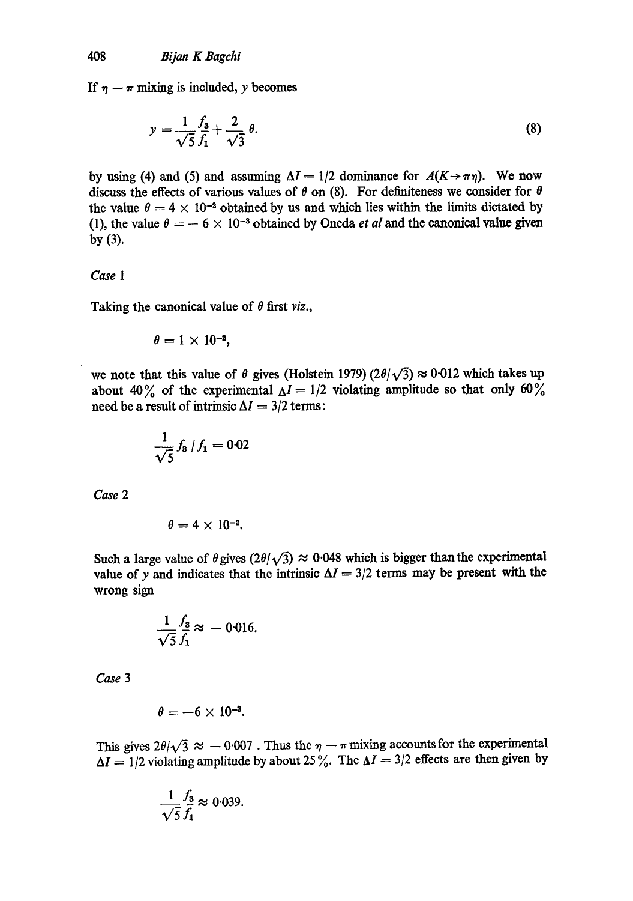If $\eta - \pi$ mixing is included, $y$ becomes

$$y = \frac{1}{\sqrt{5}} \frac{f_3}{f_1} + \frac{2}{\sqrt{3}} \theta. \tag{8}$$

by using (4) and (5) and assuming $\Delta I = 1/2$ dominance for $A(K \rightarrow \pi\eta)$. We now discuss the effects of various values of $\theta$ on (8). For definiteness we consider for $\theta$ the value $\theta = 4 \times 10^{-2}$ obtained by us and which lies within the limits dictated by (1), the value $\theta = -6 \times 10^{-3}$ obtained by Oneda *et al* and the canonical value given by (3).

*Case* 1

Taking the canonical value of $\theta$ first *viz.*,

$$\theta = 1 \times 10^{-2},$$

we note that this value of $\theta$ gives (Holstein 1979) $(2\theta/\sqrt{3}) \approx 0{\cdot}012$ which takes up about 40% of the experimental $\Delta I = 1/2$ violating amplitude so that only 60% need be a result of intrinsic $\Delta I = 3/2$ terms:

$$\frac{1}{\sqrt{5}} f_3 / f_1 = 0{\cdot}02$$

*Case* 2

$$\theta = 4 \times 10^{-2}.$$

Such a large value of $\theta$ gives $(2\theta/\sqrt{3}) \approx 0{\cdot}048$ which is bigger than the experimental value of $y$ and indicates that the intrinsic $\Delta I = 3/2$ terms may be present with the wrong sign

$$\frac{1}{\sqrt{5}} \frac{f_3}{f_1} \approx -0{\cdot}016.$$

*Case* 3

$$\theta = -6 \times 10^{-3}.$$

This gives $2\theta/\sqrt{3} \approx -0{\cdot}007$ . Thus the $\eta - \pi$ mixing accounts for the experimental $\Delta I = 1/2$ violating amplitude by about 25%. The $\Delta I = 3/2$ effects are then given by

$$\frac{1}{\sqrt{5}} \frac{f_3}{f_1} \approx 0{\cdot}039.$$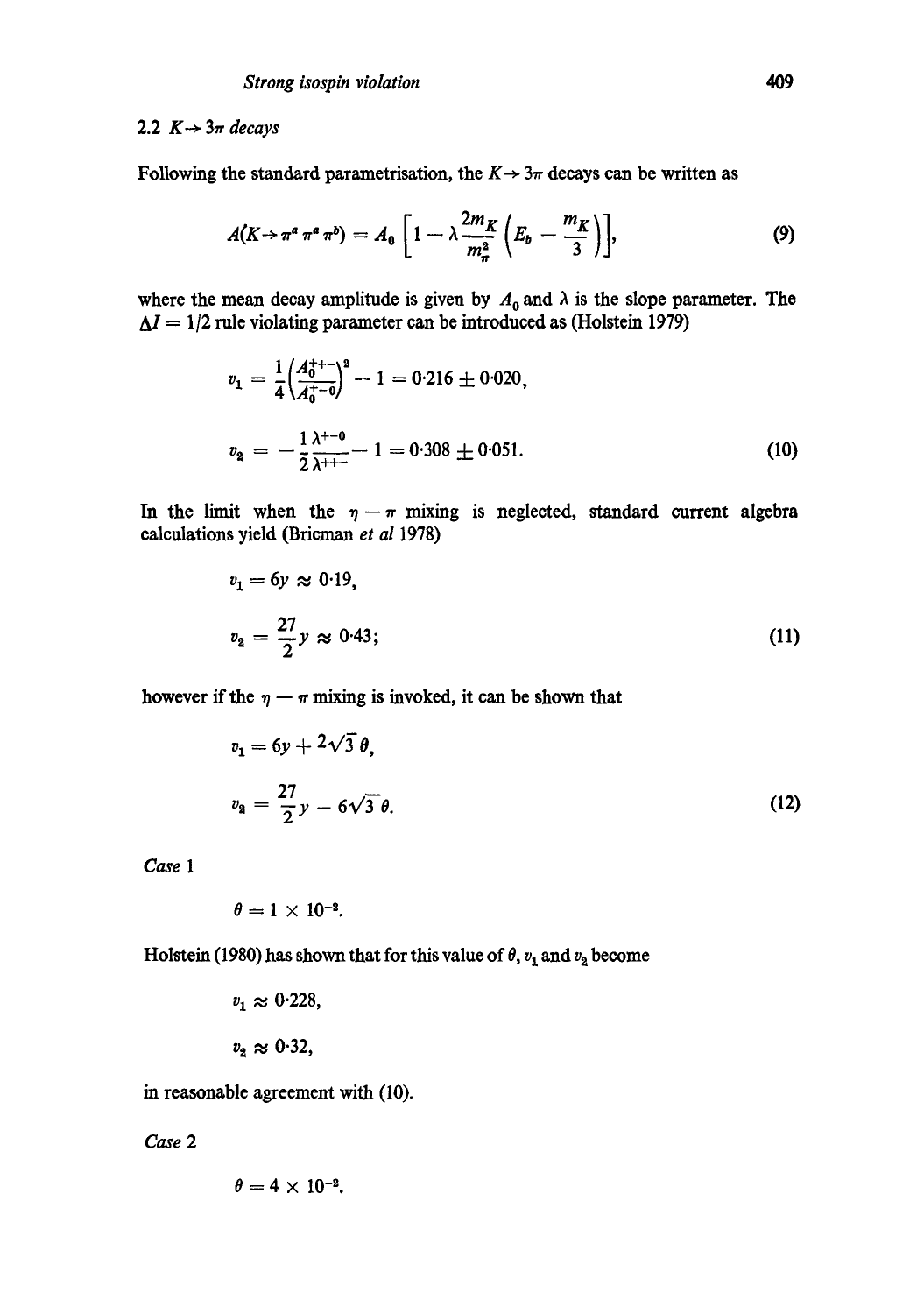### 2.2 $K \rightarrow 3\pi$ decays

Following the standard parametrisation, the $K \rightarrow 3\pi$ decays can be written as

$$A(K \rightarrow \pi^a \pi^a \pi^b) = A_0 \left[1 - \lambda \frac{2m_K}{m_\pi^2}\left(E_b - \frac{m_K}{3}\right)\right], \tag{9}$$

where the mean decay amplitude is given by $A_0$ and $\lambda$ is the slope parameter. The $\Delta I = 1/2$ rule violating parameter can be introduced as (Holstein 1979)

$$v_1 = \frac{1}{4}\left(\frac{A_0^{++-}}{A_0^{+-0}}\right)^2 - 1 = 0{\cdot}216 \pm 0{\cdot}020,$$

$$v_2 = -\frac{1}{2}\frac{\lambda^{+-0}}{\lambda^{++-}} - 1 = 0{\cdot}308 \pm 0{\cdot}051. \tag{10}$$

In the limit when the $\eta - \pi$ mixing is neglected, standard current algebra calculations yield (Bricman *et al* 1978)

$$v_1 = 6y \approx 0{\cdot}19,$$

$$v_2 = \frac{27}{2}y \approx 0{\cdot}43; \tag{11}$$

however if the $\eta - \pi$ mixing is invoked, it can be shown that

$$v_1 = 6y + 2\sqrt{3}\,\theta,$$

$$v_2 = \frac{27}{2}y - 6\sqrt{3}\,\theta. \tag{12}$$

*Case* 1

$$\theta = 1 \times 10^{-2}.$$

Holstein (1980) has shown that for this value of $\theta$, $v_1$ and $v_2$ become

$$v_1 \approx 0{\cdot}228,$$

$$v_2 \approx 0{\cdot}32,$$

in reasonable agreement with (10).

*Case* 2

$$\theta = 4 \times 10^{-2}.$$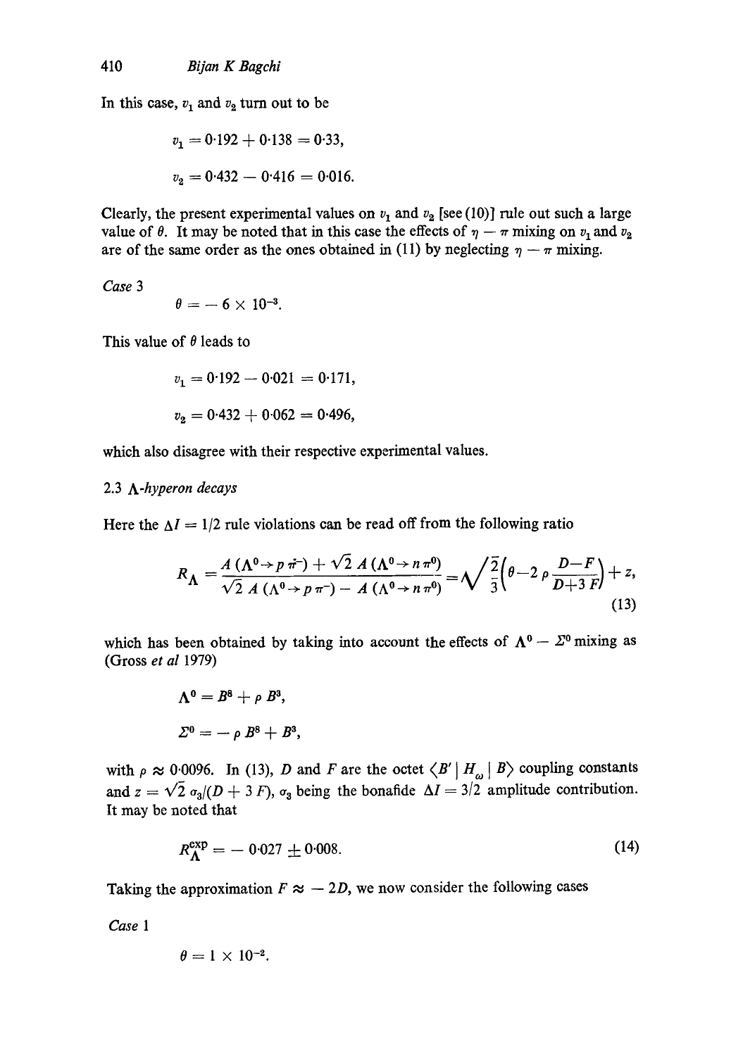In this case, $v_1$ and $v_2$ turn out to be

$$v_1 = 0{\cdot}192 + 0{\cdot}138 = 0{\cdot}33,$$

$$v_2 = 0{\cdot}432 - 0{\cdot}416 = 0{\cdot}016.$$

Clearly, the present experimental values on $v_1$ and $v_2$ [see (10)] rule out such a large value of $\theta$. It may be noted that in this case the effects of $\eta - \pi$ mixing on $v_1$ and $v_2$ are of the same order as the ones obtained in (11) by neglecting $\eta - \pi$ mixing.

*Case* 3

$$\theta = -6 \times 10^{-3}.$$

This value of $\theta$ leads to

$$v_1 = 0{\cdot}192 - 0{\cdot}021 = 0{\cdot}171,$$

$$v_2 = 0{\cdot}432 + 0{\cdot}062 = 0{\cdot}496,$$

which also disagree with their respective experimental values.

### 2.3 $\Lambda$-*hyperon decays*

Here the $\Delta I = 1/2$ rule violations can be read off from the following ratio

$$R_\Lambda = \frac{A(\Lambda^0 \to p\,\pi^-) + \sqrt{2}\,A(\Lambda^0 \to n\,\pi^0)}{\sqrt{2}\,A(\Lambda^0 \to p\,\pi^-) - A(\Lambda^0 \to n\,\pi^0)} = \sqrt{\frac{2}{3}}\left(\theta - 2\rho\frac{D-F}{D+3F}\right) + z, \tag{13}$$

which has been obtained by taking into account the effects of $\Lambda^0 - \Sigma^0$ mixing as (Gross *et al* 1979)

$$\Lambda^0 = B^8 + \rho\, B^3,$$

$$\Sigma^0 = -\rho\, B^8 + B^3,$$

with $\rho \approx 0{\cdot}0096$. In (13), $D$ and $F$ are the octet $\langle B' \,|\, H_\omega \,|\, B\rangle$ coupling constants and $z = \sqrt{2}\,\sigma_3/(D + 3F)$, $\sigma_3$ being the bonafide $\Delta I = 3/2$ amplitude contribution. It may be noted that

$$R_\Lambda^{\text{exp}} = -0{\cdot}027 \pm 0{\cdot}008. \tag{14}$$

Taking the approximation $F \approx -2D$, we now consider the following cases

*Case* 1

$$\theta = 1 \times 10^{-2}.$$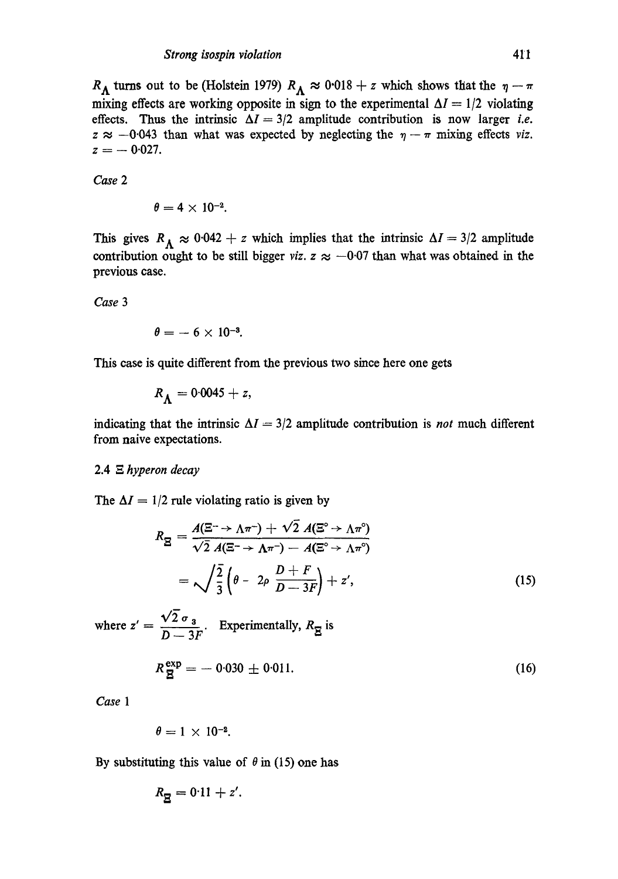$R_\Lambda$ turns out to be (Holstein 1979) $R_\Lambda \approx 0{\cdot}018 + z$ which shows that the $\eta - \pi$ mixing effects are working opposite in sign to the experimental $\Delta I = 1/2$ violating effects. Thus the intrinsic $\Delta I = 3/2$ amplitude contribution is now larger *i.e.* $z \approx -0{\cdot}043$ than what was expected by neglecting the $\eta - \pi$ mixing effects *viz.* $z = -0{\cdot}027$.

*Case* 2

$$\theta = 4 \times 10^{-2}.$$

This gives $R_\Lambda \approx 0{\cdot}042 + z$ which implies that the intrinsic $\Delta I = 3/2$ amplitude contribution ought to be still bigger *viz.* $z \approx -0{\cdot}07$ than what was obtained in the previous case.

*Case* 3

$$\theta = -6 \times 10^{-3}.$$

This case is quite different from the previous two since here one gets

$$R_\Lambda = 0{\cdot}0045 + z,$$

indicating that the intrinsic $\Delta I = 3/2$ amplitude contribution is *not* much different from naive expectations.

### 2.4 $\Xi$ *hyperon decay*

The $\Delta I = 1/2$ rule violating ratio is given by

$$R_\Xi = \frac{A(\Xi^- \to \Lambda\pi^-) + \sqrt{2}\, A(\Xi^0 \to \Lambda\pi^0)}{\sqrt{2}\, A(\Xi^- \to \Lambda\pi^-) - A(\Xi^0 \to \Lambda\pi^0)}$$

$$= \sqrt{\frac{2}{3}}\left(\theta - 2\rho\, \frac{D+F}{D-3F}\right) + z', \tag{15}$$

where $z' = \dfrac{\sqrt{2}\,\sigma_3}{D-3F}$. Experimentally, $R_\Xi$ is

$$R_\Xi^{\exp} = -0{\cdot}030 \pm 0{\cdot}011. \tag{16}$$

*Case* 1

$$\theta = 1 \times 10^{-2}.$$

By substituting this value of $\theta$ in (15) one has

$$R_\Xi = 0{\cdot}11 + z'.$$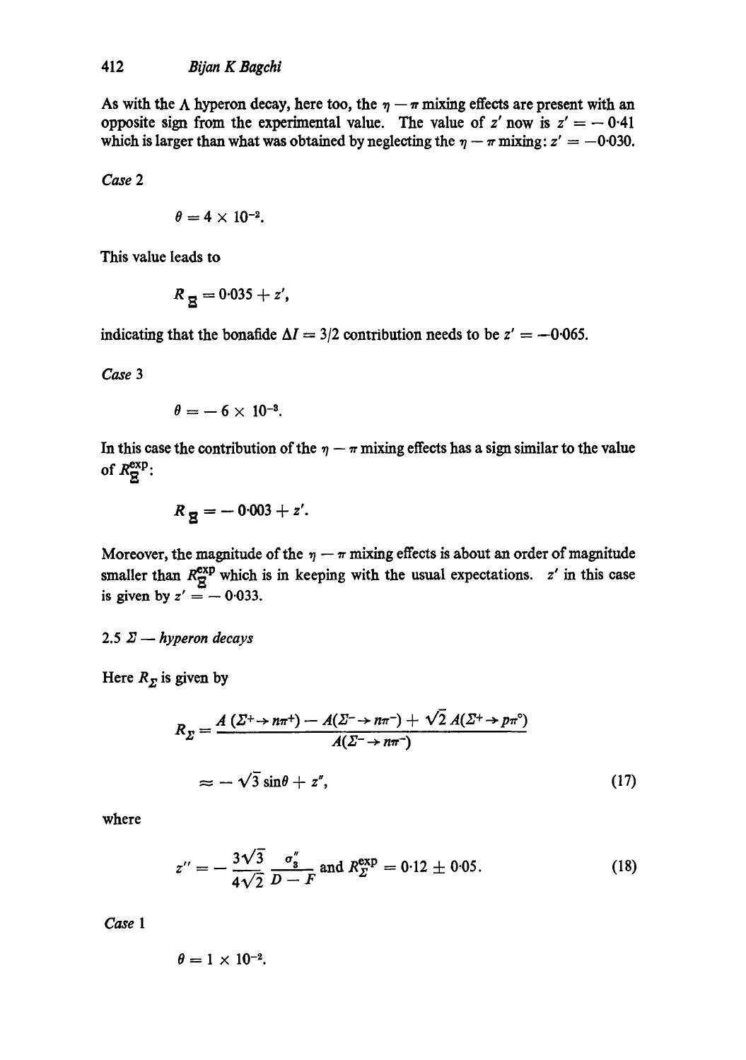As with the $\Lambda$ hyperon decay, here too, the $\eta - \pi$ mixing effects are present with an opposite sign from the experimental value. The value of $z'$ now is $z' = -0{\cdot}41$ which is larger than what was obtained by neglecting the $\eta - \pi$ mixing: $z' = -0{\cdot}030$.

*Case* 2

$$\theta = 4 \times 10^{-2}.$$

This value leads to

$$R_{\Xi} = 0{\cdot}035 + z',$$

indicating that the bonafide $\Delta I = 3/2$ contribution needs to be $z' = -0{\cdot}065$.

*Case* 3

$$\theta = -6 \times 10^{-3}.$$

In this case the contribution of the $\eta - \pi$ mixing effects has a sign similar to the value of $R_{\Xi}^{\exp}$:

$$R_{\Xi} = -0{\cdot}003 + z'.$$

Moreover, the magnitude of the $\eta - \pi$ mixing effects is about an order of magnitude smaller than $R_{\Xi}^{\exp}$ which is in keeping with the usual expectations. $z'$ in this case is given by $z' = -0{\cdot}033$.

*2.5 $\Sigma$ — hyperon decays*

Here $R_{\Sigma}$ is given by

$$R_{\Sigma} = \frac{A(\Sigma^+ \to n\pi^+) - A(\Sigma^- \to n\pi^-) + \sqrt{2}\, A(\Sigma^+ \to p\pi^0)}{A(\Sigma^- \to n\pi^-)}$$

$$\approx -\sqrt{3} \sin\theta + z'', \tag{17}$$

where

$$z'' = -\frac{3\sqrt{3}}{4\sqrt{2}} \frac{\sigma_3''}{D - F} \text{ and } R_{\Sigma}^{\exp} = 0{\cdot}12 \pm 0{\cdot}05. \tag{18}$$

*Case* 1

$$\theta = 1 \times 10^{-2}.$$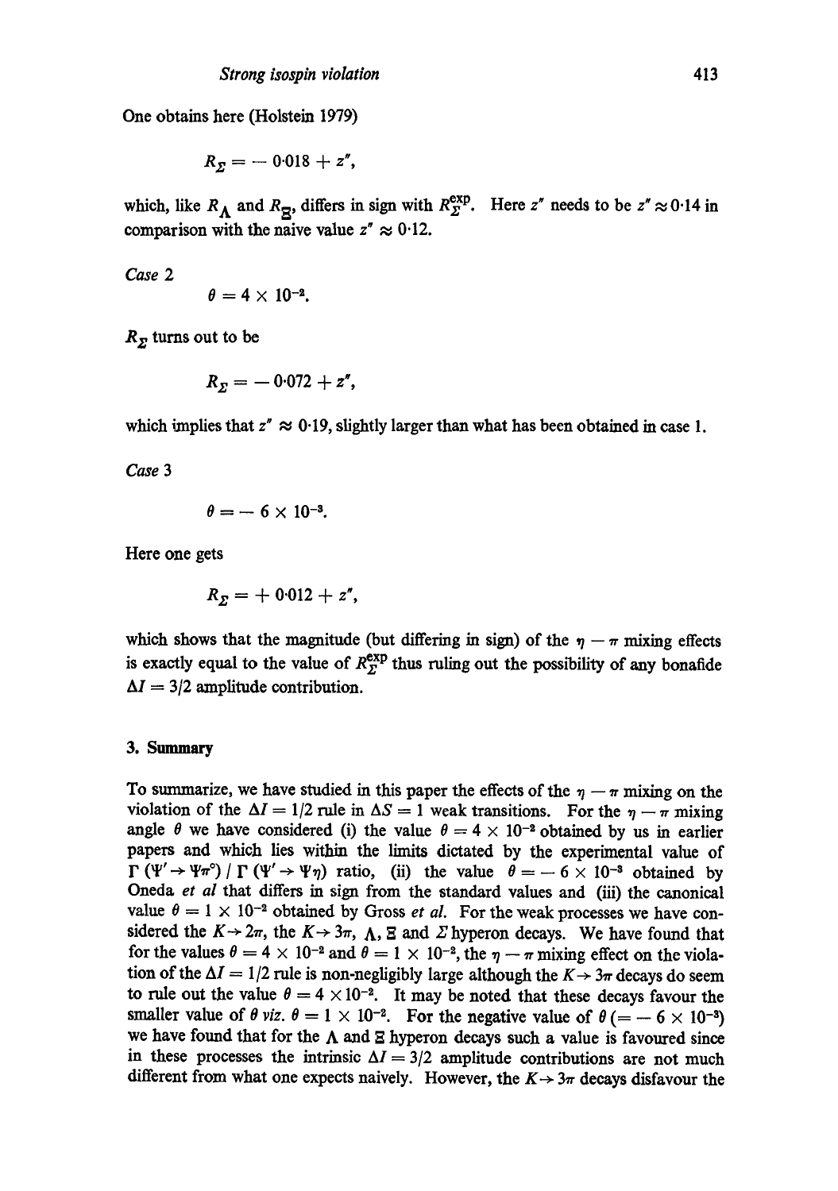One obtains here (Holstein 1979)

$$R_{\Sigma} = -0{\cdot}018 + z'',$$

which, like $R_{\Lambda}$ and $R_{\Xi}$, differs in sign with $R_{\Sigma}^{\rm exp}$. Here $z''$ needs to be $z'' \approx 0{\cdot}14$ in comparison with the naive value $z'' \approx 0{\cdot}12$.

*Case* 2

$$\theta = 4 \times 10^{-2}.$$

$R_{\Sigma}$ turns out to be

$$R_{\Sigma} = -0{\cdot}072 + z'',$$

which implies that $z'' \approx 0{\cdot}19$, slightly larger than what has been obtained in case 1.

*Case* 3

$$\theta = -6 \times 10^{-3}.$$

Here one gets

$$R_{\Sigma} = +0{\cdot}012 + z'',$$

which shows that the magnitude (but differing in sign) of the $\eta - \pi$ mixing effects is exactly equal to the value of $R_{\Sigma}^{\rm exp}$ thus ruling out the possibility of any bonafide $\Delta I = 3/2$ amplitude contribution.

## 3. Summary

To summarize, we have studied in this paper the effects of the $\eta - \pi$ mixing on the violation of the $\Delta I = 1/2$ rule in $\Delta S = 1$ weak transitions. For the $\eta - \pi$ mixing angle $\theta$ we have considered (i) the value $\theta = 4 \times 10^{-2}$ obtained by us in earlier papers and which lies within the limits dictated by the experimental value of $\Gamma(\Psi' \to \Psi\pi^{\circ}) / \Gamma(\Psi' \to \Psi\eta)$ ratio, (ii) the value $\theta = -6 \times 10^{-3}$ obtained by Oneda *et al* that differs in sign from the standard values and (iii) the canonical value $\theta = 1 \times 10^{-2}$ obtained by Gross *et al*. For the weak processes we have considered the $K \to 2\pi$, the $K \to 3\pi$, $\Lambda$, $\Xi$ and $\Sigma$ hyperon decays. We have found that for the values $\theta = 4 \times 10^{-2}$ and $\theta = 1 \times 10^{-2}$, the $\eta - \pi$ mixing effect on the violation of the $\Delta I = 1/2$ rule is non-negligibly large although the $K \to 3\pi$ decays do seem to rule out the value $\theta = 4 \times 10^{-2}$. It may be noted that these decays favour the smaller value of $\theta$ *viz*. $\theta = 1 \times 10^{-2}$. For the negative value of $\theta$ $(= -6 \times 10^{-3})$ we have found that for the $\Lambda$ and $\Xi$ hyperon decays such a value is favoured since in these processes the intrinsic $\Delta I = 3/2$ amplitude contributions are not much different from what one expects naively. However, the $K \to 3\pi$ decays disfavour the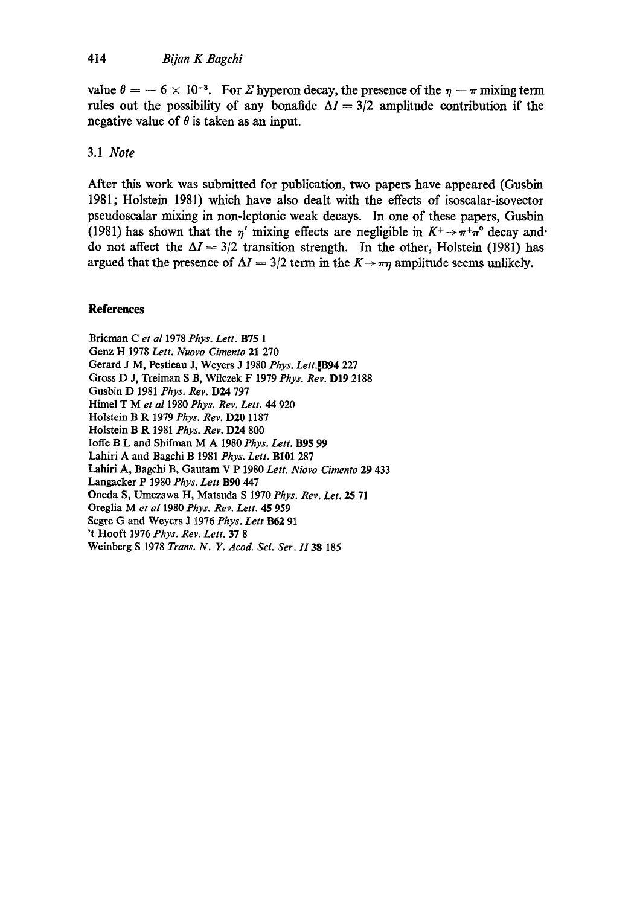value $\theta = -6 \times 10^{-3}$. For $\Sigma$ hyperon decay, the presence of the $\eta - \pi$ mixing term rules out the possibility of any bonafide $\Delta I = 3/2$ amplitude contribution if the negative value of $\theta$ is taken as an input.

### 3.1 *Note*

After this work was submitted for publication, two papers have appeared (Gusbin 1981; Holstein 1981) which have also dealt with the effects of isoscalar-isovector pseudoscalar mixing in non-leptonic weak decays. In one of these papers, Gusbin (1981) has shown that the $\eta'$ mixing effects are negligible in $K^+ \to \pi^+\pi^0$ decay and do not affect the $\Delta I = 3/2$ transition strength. In the other, Holstein (1981) has argued that the presence of $\Delta I = 3/2$ term in the $K \to \pi\eta$ amplitude seems unlikely.

## References

Bricman C *et al* 1978 *Phys. Lett.* **B75** 1
Genz H 1978 *Lett. Nuovo Cimento* **21** 270
Gerard J M, Pestieau J, Weyers J 1980 *Phys. Lett.* **B94** 227
Gross D J, Treiman S B, Wilczek F 1979 *Phys. Rev.* **D19** 2188
Gusbin D 1981 *Phys. Rev.* **D24** 797
Himel T M *et al* 1980 *Phys. Rev. Lett.* **44** 920
Holstein B R 1979 *Phys. Rev.* **D20** 1187
Holstein B R 1981 *Phys. Rev.* **D24** 800
Ioffe B L and Shifman M A 1980 *Phys. Lett.* **B95** 99
Lahiri A and Bagchi B 1981 *Phys. Lett.* **B101** 287
Lahiri A, Bagchi B, Gautam V P 1980 *Lett. Niovo Cimento* **29** 433
Langacker P 1980 *Phys. Lett* **B90** 447
Oneda S, Umezawa H, Matsuda S 1970 *Phys. Rev. Let.* **25** 71
Oreglia M *et al* 1980 *Phys. Rev. Lett.* **45** 959
Segre G and Weyers J 1976 *Phys. Lett* **B62** 91
't Hooft 1976 *Phys. Rev. Lett.* **37** 8
Weinberg S 1978 *Trans. N. Y. Acod. Sci. Ser. II* **38** 185